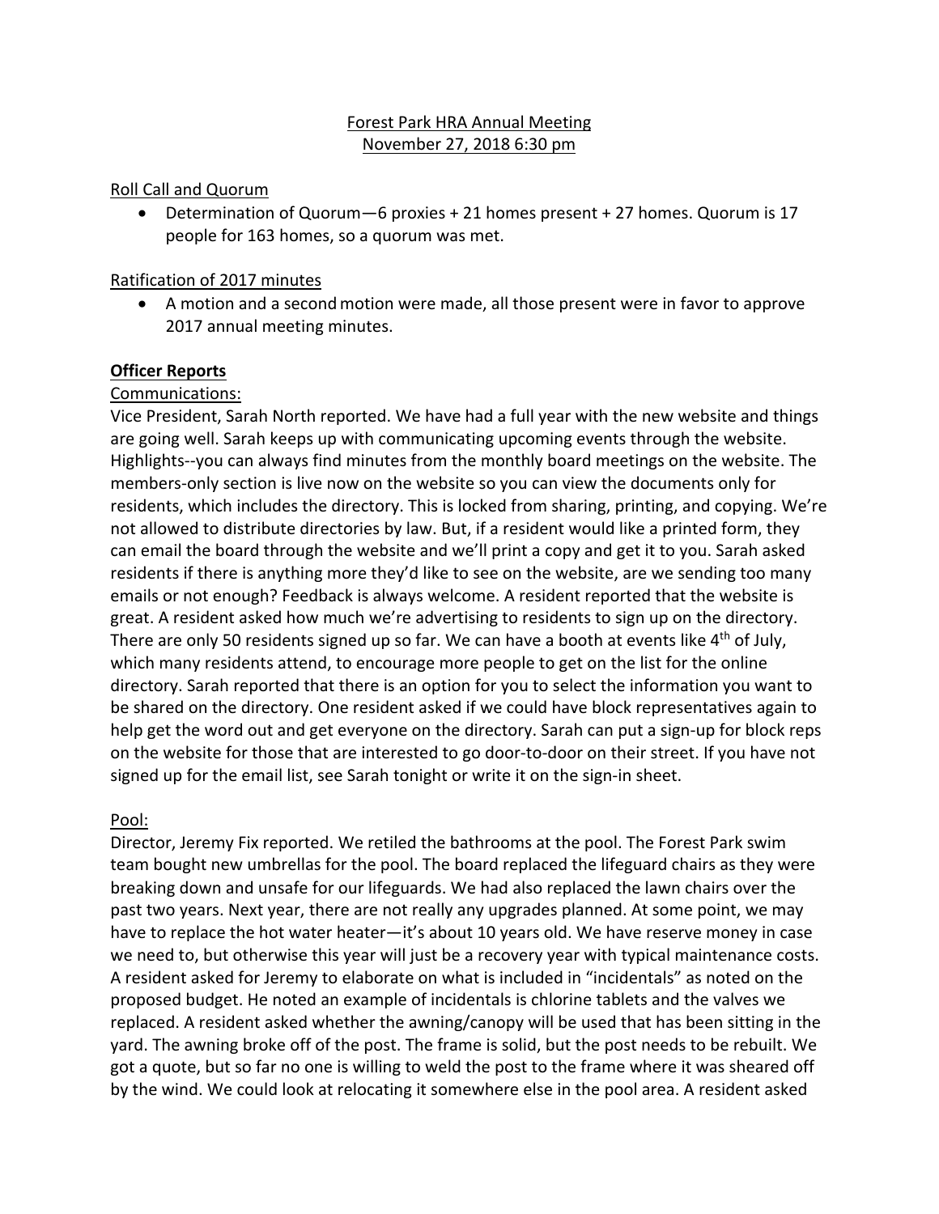Forest Park HRA Annual Meeting
November 27, 2018 6:30 pm

Roll Call and Quorum

- Determination of Quorum—6 proxies + 21 homes present + 27 homes. Quorum is 17 people for 163 homes, so a quorum was met.

Ratification of 2017 minutes

- A motion and a second motion were made, all those present were in favor to approve 2017 annual meeting minutes.

**Officer Reports**

Communications:

Vice President, Sarah North reported. We have had a full year with the new website and things are going well. Sarah keeps up with communicating upcoming events through the website. Highlights--you can always find minutes from the monthly board meetings on the website. The members-only section is live now on the website so you can view the documents only for residents, which includes the directory. This is locked from sharing, printing, and copying. We're not allowed to distribute directories by law. But, if a resident would like a printed form, they can email the board through the website and we'll print a copy and get it to you. Sarah asked residents if there is anything more they'd like to see on the website, are we sending too many emails or not enough? Feedback is always welcome. A resident reported that the website is great. A resident asked how much we're advertising to residents to sign up on the directory. There are only 50 residents signed up so far. We can have a booth at events like 4th of July, which many residents attend, to encourage more people to get on the list for the online directory. Sarah reported that there is an option for you to select the information you want to be shared on the directory. One resident asked if we could have block representatives again to help get the word out and get everyone on the directory. Sarah can put a sign-up for block reps on the website for those that are interested to go door-to-door on their street. If you have not signed up for the email list, see Sarah tonight or write it on the sign-in sheet.

Pool:

Director, Jeremy Fix reported. We retiled the bathrooms at the pool. The Forest Park swim team bought new umbrellas for the pool. The board replaced the lifeguard chairs as they were breaking down and unsafe for our lifeguards. We had also replaced the lawn chairs over the past two years. Next year, there are not really any upgrades planned. At some point, we may have to replace the hot water heater—it's about 10 years old. We have reserve money in case we need to, but otherwise this year will just be a recovery year with typical maintenance costs. A resident asked for Jeremy to elaborate on what is included in "incidentals" as noted on the proposed budget. He noted an example of incidentals is chlorine tablets and the valves we replaced. A resident asked whether the awning/canopy will be used that has been sitting in the yard. The awning broke off of the post. The frame is solid, but the post needs to be rebuilt. We got a quote, but so far no one is willing to weld the post to the frame where it was sheared off by the wind. We could look at relocating it somewhere else in the pool area. A resident asked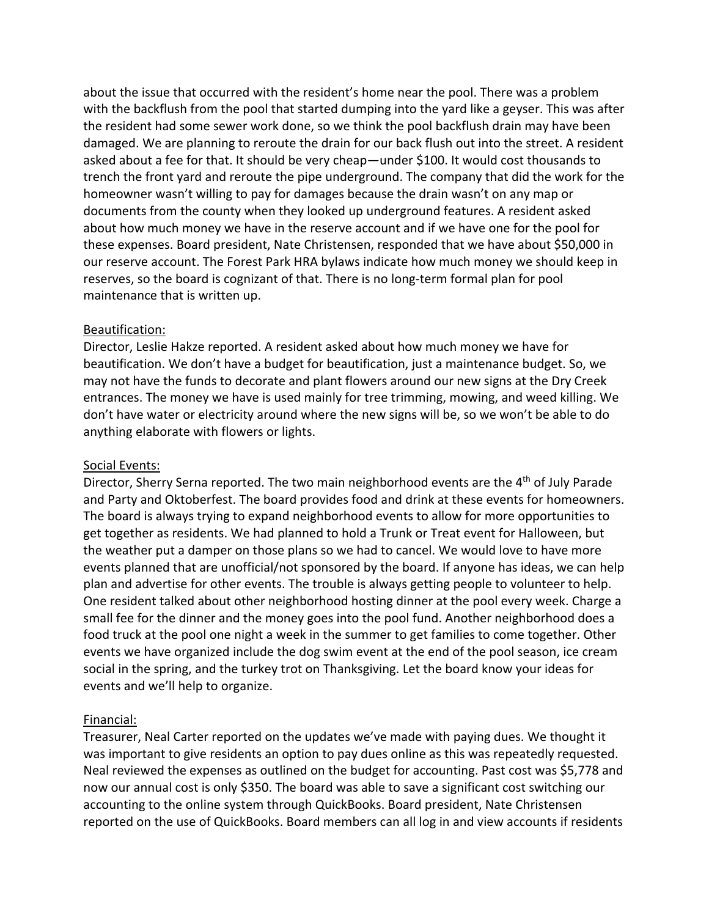about the issue that occurred with the resident's home near the pool. There was a problem with the backflush from the pool that started dumping into the yard like a geyser. This was after the resident had some sewer work done, so we think the pool backflush drain may have been damaged. We are planning to reroute the drain for our back flush out into the street. A resident asked about a fee for that. It should be very cheap—under $100. It would cost thousands to trench the front yard and reroute the pipe underground. The company that did the work for the homeowner wasn't willing to pay for damages because the drain wasn't on any map or documents from the county when they looked up underground features. A resident asked about how much money we have in the reserve account and if we have one for the pool for these expenses. Board president, Nate Christensen, responded that we have about $50,000 in our reserve account. The Forest Park HRA bylaws indicate how much money we should keep in reserves, so the board is cognizant of that. There is no long-term formal plan for pool maintenance that is written up.

<u>Beautification:</u>
Director, Leslie Hakze reported. A resident asked about how much money we have for beautification. We don't have a budget for beautification, just a maintenance budget. So, we may not have the funds to decorate and plant flowers around our new signs at the Dry Creek entrances. The money we have is used mainly for tree trimming, mowing, and weed killing. We don't have water or electricity around where the new signs will be, so we won't be able to do anything elaborate with flowers or lights.

<u>Social Events:</u>
Director, Sherry Serna reported. The two main neighborhood events are the 4th of July Parade and Party and Oktoberfest. The board provides food and drink at these events for homeowners. The board is always trying to expand neighborhood events to allow for more opportunities to get together as residents. We had planned to hold a Trunk or Treat event for Halloween, but the weather put a damper on those plans so we had to cancel. We would love to have more events planned that are unofficial/not sponsored by the board. If anyone has ideas, we can help plan and advertise for other events. The trouble is always getting people to volunteer to help. One resident talked about other neighborhood hosting dinner at the pool every week. Charge a small fee for the dinner and the money goes into the pool fund. Another neighborhood does a food truck at the pool one night a week in the summer to get families to come together. Other events we have organized include the dog swim event at the end of the pool season, ice cream social in the spring, and the turkey trot on Thanksgiving. Let the board know your ideas for events and we'll help to organize.

<u>Financial:</u>
Treasurer, Neal Carter reported on the updates we've made with paying dues. We thought it was important to give residents an option to pay dues online as this was repeatedly requested. Neal reviewed the expenses as outlined on the budget for accounting. Past cost was $5,778 and now our annual cost is only $350. The board was able to save a significant cost switching our accounting to the online system through QuickBooks. Board president, Nate Christensen reported on the use of QuickBooks. Board members can all log in and view accounts if residents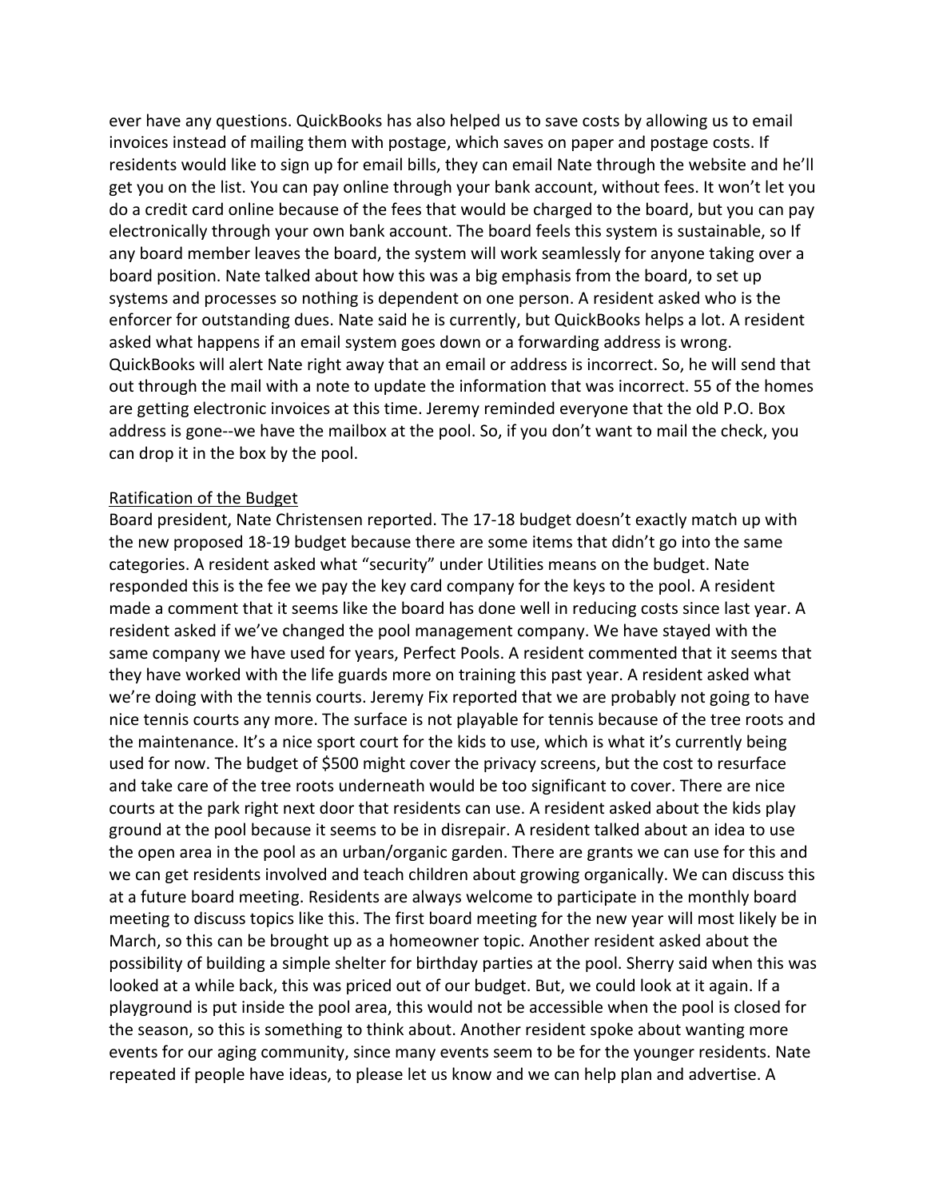ever have any questions. QuickBooks has also helped us to save costs by allowing us to email invoices instead of mailing them with postage, which saves on paper and postage costs. If residents would like to sign up for email bills, they can email Nate through the website and he'll get you on the list. You can pay online through your bank account, without fees. It won't let you do a credit card online because of the fees that would be charged to the board, but you can pay electronically through your own bank account. The board feels this system is sustainable, so If any board member leaves the board, the system will work seamlessly for anyone taking over a board position. Nate talked about how this was a big emphasis from the board, to set up systems and processes so nothing is dependent on one person. A resident asked who is the enforcer for outstanding dues. Nate said he is currently, but QuickBooks helps a lot. A resident asked what happens if an email system goes down or a forwarding address is wrong. QuickBooks will alert Nate right away that an email or address is incorrect. So, he will send that out through the mail with a note to update the information that was incorrect. 55 of the homes are getting electronic invoices at this time. Jeremy reminded everyone that the old P.O. Box address is gone--we have the mailbox at the pool. So, if you don't want to mail the check, you can drop it in the box by the pool.

Ratification of the Budget

Board president, Nate Christensen reported. The 17-18 budget doesn't exactly match up with the new proposed 18-19 budget because there are some items that didn't go into the same categories. A resident asked what "security" under Utilities means on the budget. Nate responded this is the fee we pay the key card company for the keys to the pool. A resident made a comment that it seems like the board has done well in reducing costs since last year. A resident asked if we've changed the pool management company. We have stayed with the same company we have used for years, Perfect Pools. A resident commented that it seems that they have worked with the life guards more on training this past year. A resident asked what we're doing with the tennis courts. Jeremy Fix reported that we are probably not going to have nice tennis courts any more. The surface is not playable for tennis because of the tree roots and the maintenance. It's a nice sport court for the kids to use, which is what it's currently being used for now. The budget of $500 might cover the privacy screens, but the cost to resurface and take care of the tree roots underneath would be too significant to cover. There are nice courts at the park right next door that residents can use. A resident asked about the kids play ground at the pool because it seems to be in disrepair. A resident talked about an idea to use the open area in the pool as an urban/organic garden. There are grants we can use for this and we can get residents involved and teach children about growing organically. We can discuss this at a future board meeting. Residents are always welcome to participate in the monthly board meeting to discuss topics like this. The first board meeting for the new year will most likely be in March, so this can be brought up as a homeowner topic. Another resident asked about the possibility of building a simple shelter for birthday parties at the pool. Sherry said when this was looked at a while back, this was priced out of our budget. But, we could look at it again. If a playground is put inside the pool area, this would not be accessible when the pool is closed for the season, so this is something to think about. Another resident spoke about wanting more events for our aging community, since many events seem to be for the younger residents. Nate repeated if people have ideas, to please let us know and we can help plan and advertise. A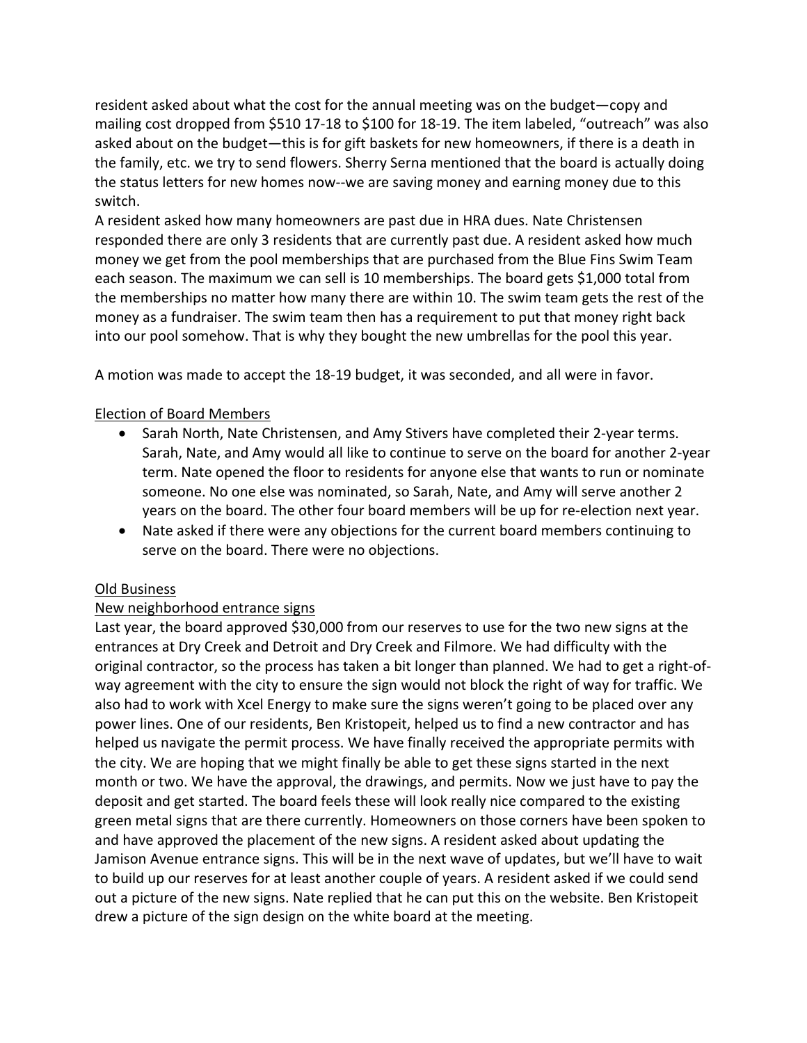resident asked about what the cost for the annual meeting was on the budget—copy and mailing cost dropped from $510 17-18 to $100 for 18-19. The item labeled, "outreach" was also asked about on the budget—this is for gift baskets for new homeowners, if there is a death in the family, etc. we try to send flowers. Sherry Serna mentioned that the board is actually doing the status letters for new homes now--we are saving money and earning money due to this switch.

A resident asked how many homeowners are past due in HRA dues. Nate Christensen responded there are only 3 residents that are currently past due. A resident asked how much money we get from the pool memberships that are purchased from the Blue Fins Swim Team each season. The maximum we can sell is 10 memberships. The board gets $1,000 total from the memberships no matter how many there are within 10. The swim team gets the rest of the money as a fundraiser. The swim team then has a requirement to put that money right back into our pool somehow. That is why they bought the new umbrellas for the pool this year.

A motion was made to accept the 18-19 budget, it was seconded, and all were in favor.

<u>Election of Board Members</u>

- Sarah North, Nate Christensen, and Amy Stivers have completed their 2-year terms. Sarah, Nate, and Amy would all like to continue to serve on the board for another 2-year term. Nate opened the floor to residents for anyone else that wants to run or nominate someone. No one else was nominated, so Sarah, Nate, and Amy will serve another 2 years on the board. The other four board members will be up for re-election next year.
- Nate asked if there were any objections for the current board members continuing to serve on the board. There were no objections.

<u>Old Business</u>

<u>New neighborhood entrance signs</u>

Last year, the board approved $30,000 from our reserves to use for the two new signs at the entrances at Dry Creek and Detroit and Dry Creek and Filmore. We had difficulty with the original contractor, so the process has taken a bit longer than planned. We had to get a right-of-way agreement with the city to ensure the sign would not block the right of way for traffic. We also had to work with Xcel Energy to make sure the signs weren't going to be placed over any power lines. One of our residents, Ben Kristopeit, helped us to find a new contractor and has helped us navigate the permit process. We have finally received the appropriate permits with the city. We are hoping that we might finally be able to get these signs started in the next month or two. We have the approval, the drawings, and permits. Now we just have to pay the deposit and get started. The board feels these will look really nice compared to the existing green metal signs that are there currently. Homeowners on those corners have been spoken to and have approved the placement of the new signs. A resident asked about updating the Jamison Avenue entrance signs. This will be in the next wave of updates, but we'll have to wait to build up our reserves for at least another couple of years. A resident asked if we could send out a picture of the new signs. Nate replied that he can put this on the website. Ben Kristopeit drew a picture of the sign design on the white board at the meeting.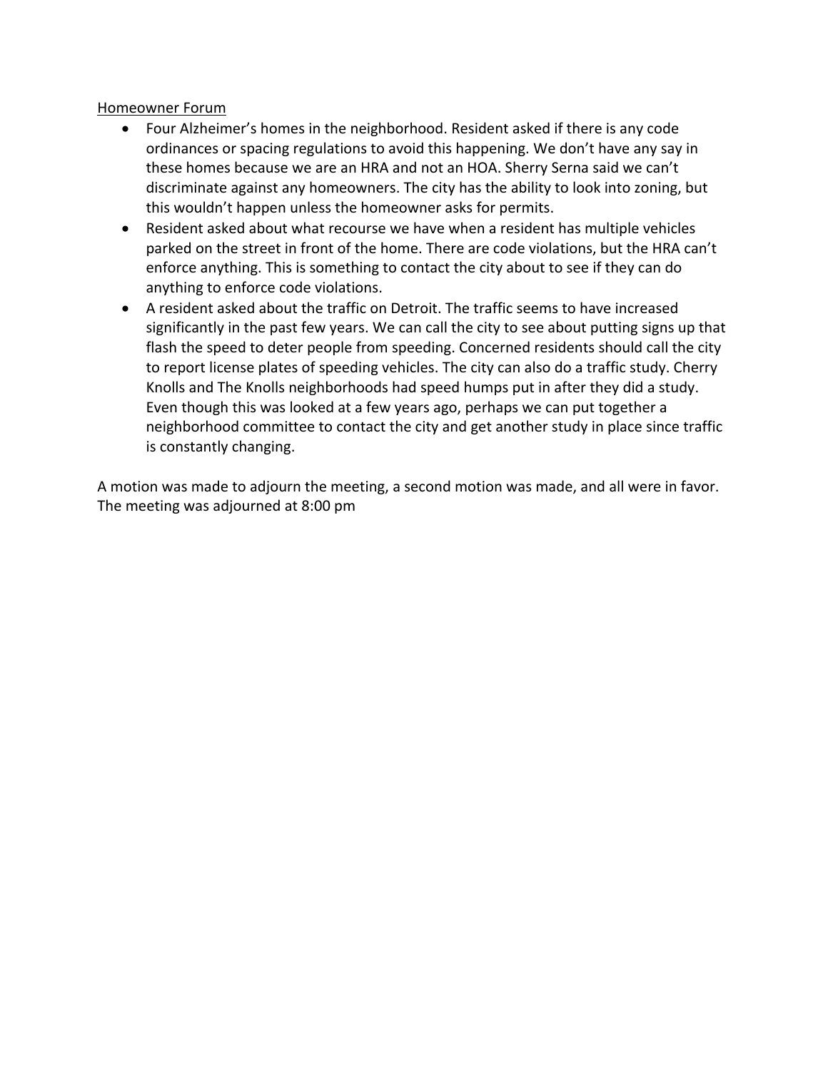Homeowner Forum

- Four Alzheimer's homes in the neighborhood. Resident asked if there is any code ordinances or spacing regulations to avoid this happening. We don't have any say in these homes because we are an HRA and not an HOA. Sherry Serna said we can't discriminate against any homeowners. The city has the ability to look into zoning, but this wouldn't happen unless the homeowner asks for permits.
- Resident asked about what recourse we have when a resident has multiple vehicles parked on the street in front of the home. There are code violations, but the HRA can't enforce anything. This is something to contact the city about to see if they can do anything to enforce code violations.
- A resident asked about the traffic on Detroit. The traffic seems to have increased significantly in the past few years. We can call the city to see about putting signs up that flash the speed to deter people from speeding. Concerned residents should call the city to report license plates of speeding vehicles. The city can also do a traffic study. Cherry Knolls and The Knolls neighborhoods had speed humps put in after they did a study. Even though this was looked at a few years ago, perhaps we can put together a neighborhood committee to contact the city and get another study in place since traffic is constantly changing.

A motion was made to adjourn the meeting, a second motion was made, and all were in favor. The meeting was adjourned at 8:00 pm